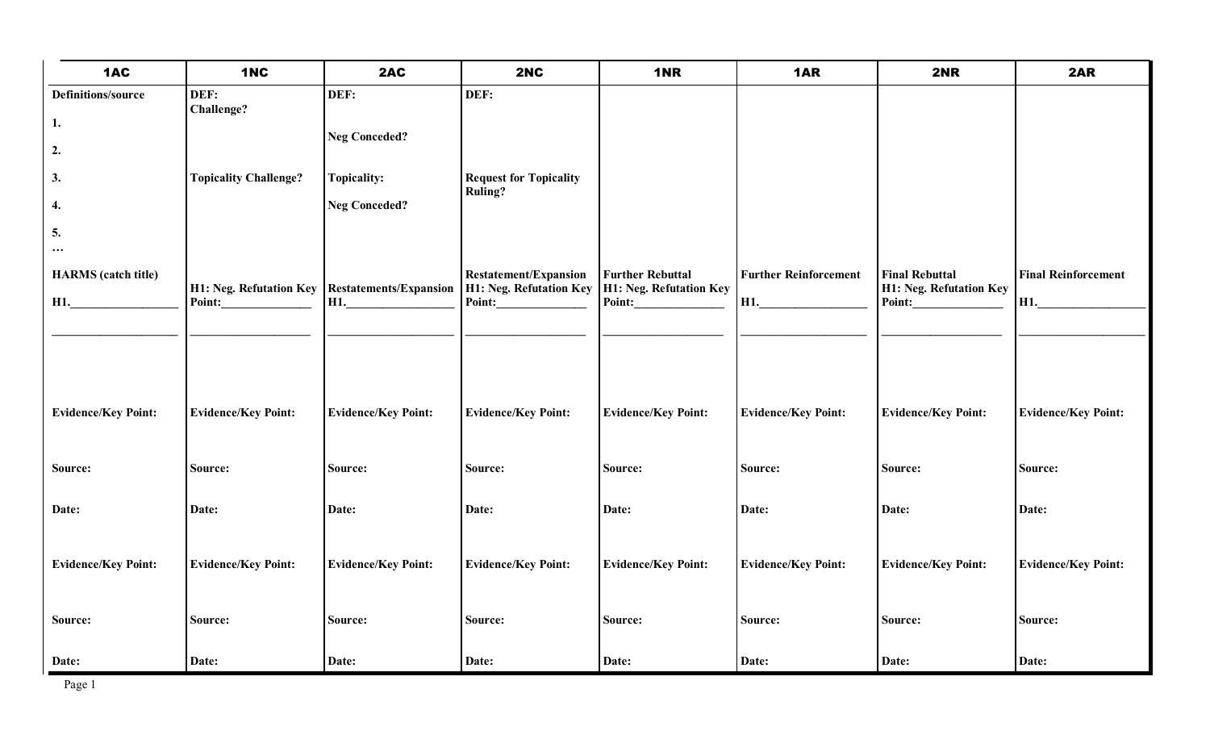| 1AC | 1NC | 2AC | 2NC | 1NR | 1AR | 2NR | 2AR |
|---|---|---|---|---|---|---|---|
| **Definitions/source** | **DEF:** **Challenge?** | **DEF:** | **DEF:** | | | | |
| **1.** | | **Neg Conceded?** | | | | | |
| **2.** | | | | | | | |
| **3.** | **Topicality Challenge?** | **Topicality:** | **Request for Topicality Ruling?** | | | | |
| **4.** | | **Neg Conceded?** | | | | | |
| **5.** … | | | | | | | |
| **HARMS (catch title)** **H1.________________** ____________________ | **H1: Neg. Refutation Key Point:______________** ____________________ | **Restatements/Expansion** **H1.________________** ____________________ | **Restatement/Expansion** **H1: Neg. Refutation Key Point:______________** ____________________ | **Further Rebuttal** **H1: Neg. Refutation Key Point:______________** ____________________ | **Further Reinforcement** **H1.________________** ____________________ | **Final Rebuttal** **H1: Neg. Refutation Key Point:______________** ____________________ | **Final Reinforcement** **H1.________________** ____________________ |
| **Evidence/Key Point:** | **Evidence/Key Point:** | **Evidence/Key Point:** | **Evidence/Key Point:** | **Evidence/Key Point:** | **Evidence/Key Point:** | **Evidence/Key Point:** | **Evidence/Key Point:** |
| **Source:** | **Source:** | **Source:** | **Source:** | **Source:** | **Source:** | **Source:** | **Source:** |
| **Date:** | **Date:** | **Date:** | **Date:** | **Date:** | **Date:** | **Date:** | **Date:** |
| **Evidence/Key Point:** | **Evidence/Key Point:** | **Evidence/Key Point:** | **Evidence/Key Point:** | **Evidence/Key Point:** | **Evidence/Key Point:** | **Evidence/Key Point:** | **Evidence/Key Point:** |
| **Source:** | **Source:** | **Source:** | **Source:** | **Source:** | **Source:** | **Source:** | **Source:** |
| **Date:** | **Date:** | **Date:** | **Date:** | **Date:** | **Date:** | **Date:** | **Date:** |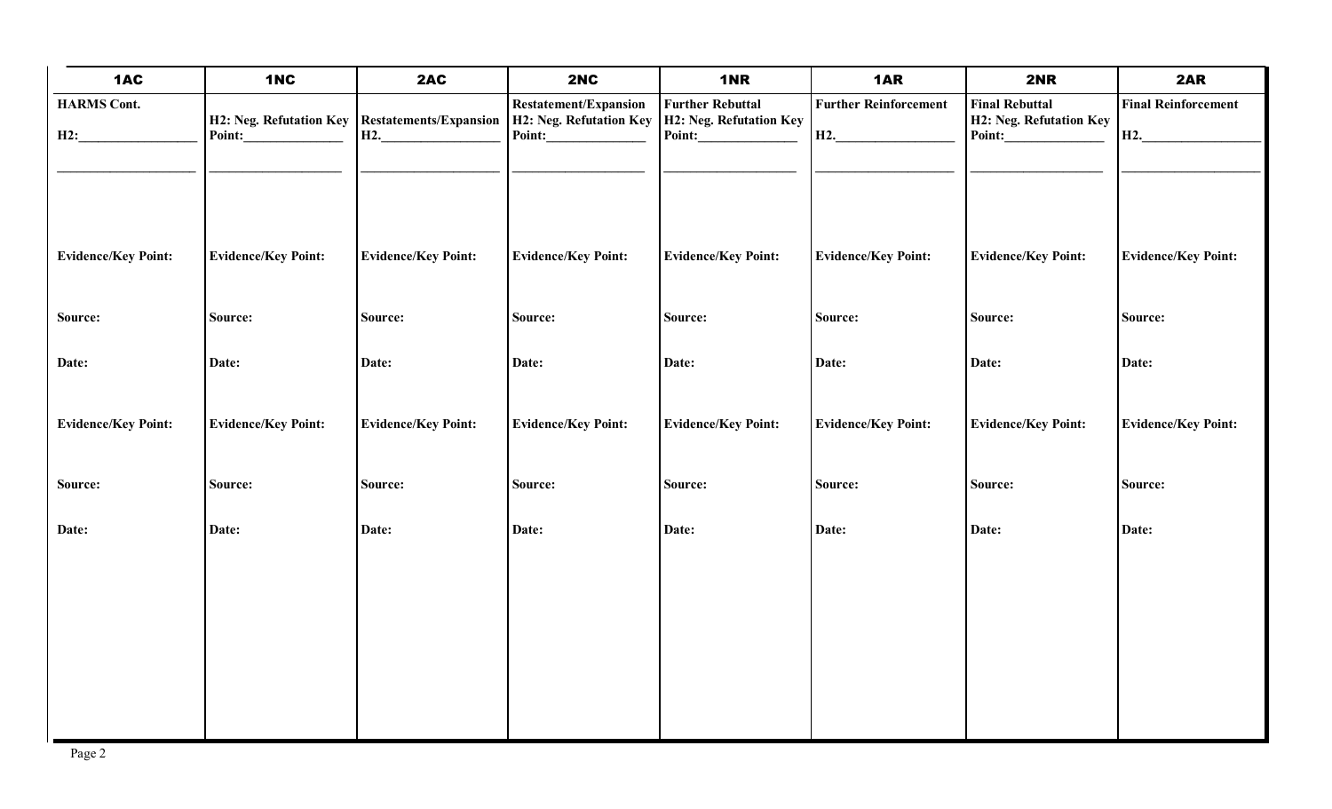| 1AC | 1NC | 2AC | 2NC | 1NR | 1AR | 2NR | 2AR |
|---|---|---|---|---|---|---|---|
| **HARMS Cont.** **H2:\_\_\_\_\_\_\_\_\_\_\_\_\_\_\_\_\_** \_\_\_\_\_\_\_\_\_\_\_\_\_\_\_\_\_\_\_\_ | **H2: Neg. Refutation Key Point:\_\_\_\_\_\_\_\_\_\_\_\_\_\_** \_\_\_\_\_\_\_\_\_\_\_\_\_\_\_\_\_\_\_\_ | **Restatements/Expansion H2.\_\_\_\_\_\_\_\_\_\_\_\_\_\_\_\_\_\_** \_\_\_\_\_\_\_\_\_\_\_\_\_\_\_\_\_\_\_\_ | **Restatement/Expansion H2: Neg. Refutation Key Point:\_\_\_\_\_\_\_\_\_\_\_\_\_\_** \_\_\_\_\_\_\_\_\_\_\_\_\_\_\_\_\_\_\_\_ | **Further Rebuttal H2: Neg. Refutation Key Point:\_\_\_\_\_\_\_\_\_\_\_\_\_\_** \_\_\_\_\_\_\_\_\_\_\_\_\_\_\_\_\_\_\_\_ | **Further Reinforcement H2.\_\_\_\_\_\_\_\_\_\_\_\_\_\_\_\_\_\_** \_\_\_\_\_\_\_\_\_\_\_\_\_\_\_\_\_\_\_\_ | **Final Rebuttal H2: Neg. Refutation Key Point:\_\_\_\_\_\_\_\_\_\_\_\_\_\_** \_\_\_\_\_\_\_\_\_\_\_\_\_\_\_\_\_\_\_\_ | **Final Reinforcement H2.\_\_\_\_\_\_\_\_\_\_\_\_\_\_\_\_\_\_** \_\_\_\_\_\_\_\_\_\_\_\_\_\_\_\_\_\_\_\_ |
| **Evidence/Key Point:** | **Evidence/Key Point:** | **Evidence/Key Point:** | **Evidence/Key Point:** | **Evidence/Key Point:** | **Evidence/Key Point:** | **Evidence/Key Point:** | **Evidence/Key Point:** |
| **Source:** | **Source:** | **Source:** | **Source:** | **Source:** | **Source:** | **Source:** | **Source:** |
| **Date:** | **Date:** | **Date:** | **Date:** | **Date:** | **Date:** | **Date:** | **Date:** |
| **Evidence/Key Point:** | **Evidence/Key Point:** | **Evidence/Key Point:** | **Evidence/Key Point:** | **Evidence/Key Point:** | **Evidence/Key Point:** | **Evidence/Key Point:** | **Evidence/Key Point:** |
| **Source:** | **Source:** | **Source:** | **Source:** | **Source:** | **Source:** | **Source:** | **Source:** |
| **Date:** | **Date:** | **Date:** | **Date:** | **Date:** | **Date:** | **Date:** | **Date:** |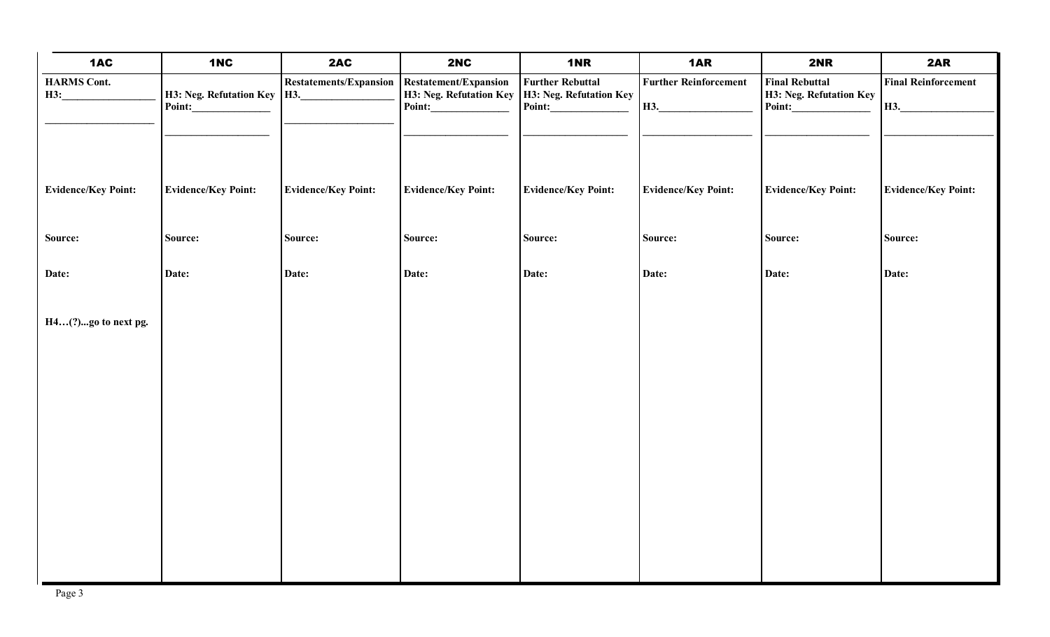| 1AC | 1NC | 2AC | 2NC | 1NR | 1AR | 2NR | 2AR |
|---|---|---|---|---|---|---|---|
| **HARMS Cont.**<br>**H3:**_________________<br>___________________ | **H3: Neg. Refutation Key Point:**______________<br>___________________ | **Restatements/Expansion**<br>**H3.**_________________<br>___________________ | **Restatement/Expansion**<br>**H3: Neg. Refutation Key Point:**______________<br>___________________ | **Further Rebuttal**<br>**H3: Neg. Refutation Key Point:**______________<br>___________________ | **Further Reinforcement**<br>**H3.**_________________<br>___________________ | **Final Rebuttal**<br>**H3: Neg. Refutation Key Point:**______________<br>___________________ | **Final Reinforcement**<br>**H3.**_________________<br>___________________ |
| **Evidence/Key Point:** | **Evidence/Key Point:** | **Evidence/Key Point:** | **Evidence/Key Point:** | **Evidence/Key Point:** | **Evidence/Key Point:** | **Evidence/Key Point:** | **Evidence/Key Point:** |
| **Source:** | **Source:** | **Source:** | **Source:** | **Source:** | **Source:** | **Source:** | **Source:** |
| **Date:** | **Date:** | **Date:** | **Date:** | **Date:** | **Date:** | **Date:** | **Date:** |
| **H4…(?)...go to next pg.** | | | | | | | |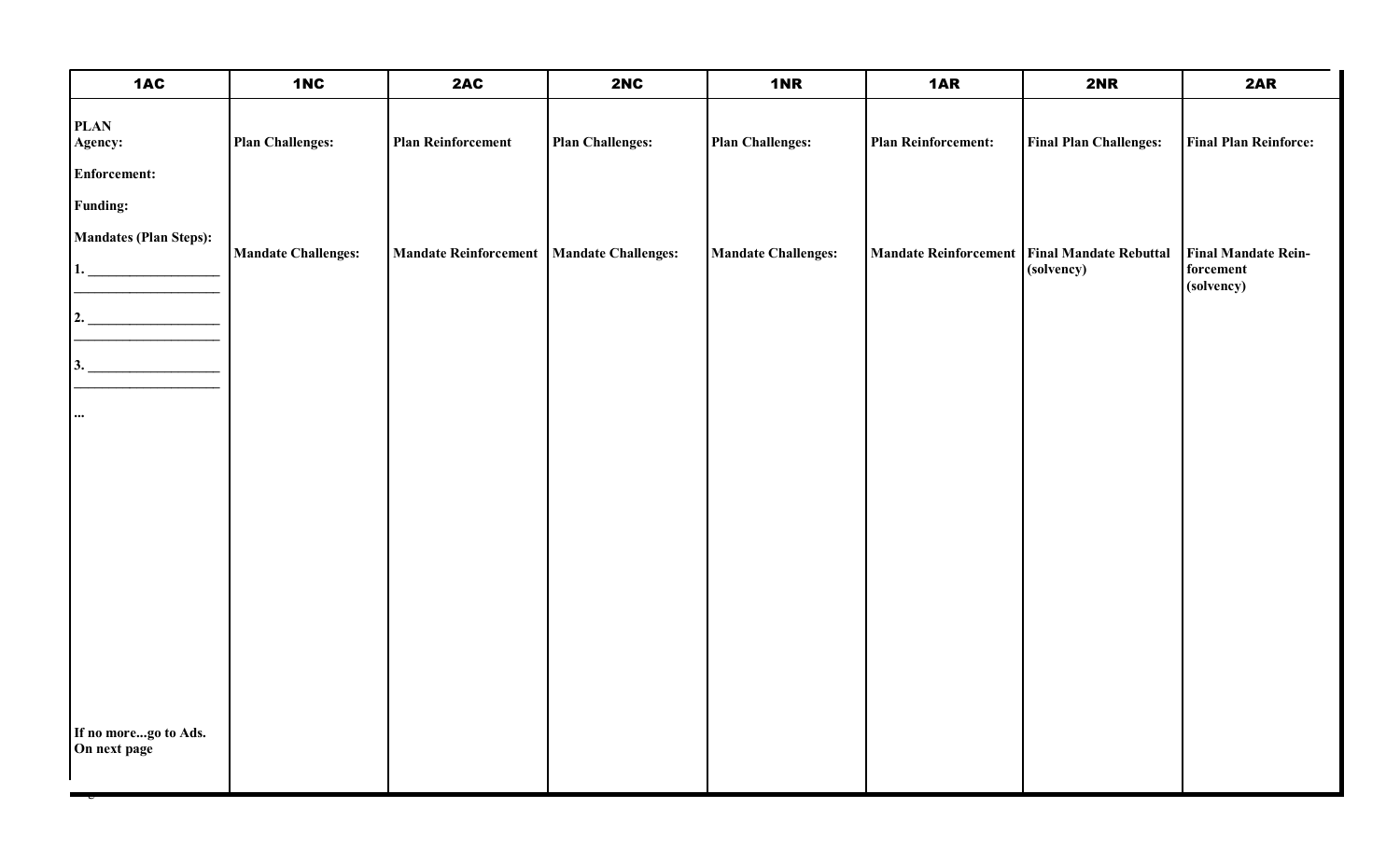| 1AC | 1NC | 2AC | 2NC | 1NR | 1AR | 2NR | 2AR |
|---|---|---|---|---|---|---|---|
| **PLAN**<br>**Agency:** | **Plan Challenges:** | **Plan Reinforcement** | **Plan Challenges:** | **Plan Challenges:** | **Plan Reinforcement:** | **Final Plan Challenges:** | **Final Plan Reinforce:** |
| **Enforcement:** | | | | | | | |
| **Funding:** | | | | | | | |
| **Mandates (Plan Steps):** | | | | | | | |
| **1.** ___________________<br>___________________ | **Mandate Challenges:** | **Mandate Reinforcement** | **Mandate Challenges:** | **Mandate Challenges:** | **Mandate Reinforcement** | **Final Mandate Rebuttal (solvency)** | **Final Mandate Rein-forcement (solvency)** |
| **2.** ___________________<br>___________________ | | | | | | | |
| **3.** ___________________<br>___________________ | | | | | | | |
| **...** | | | | | | | |
| **If no more...go to Ads. On next page** | | | | | | | |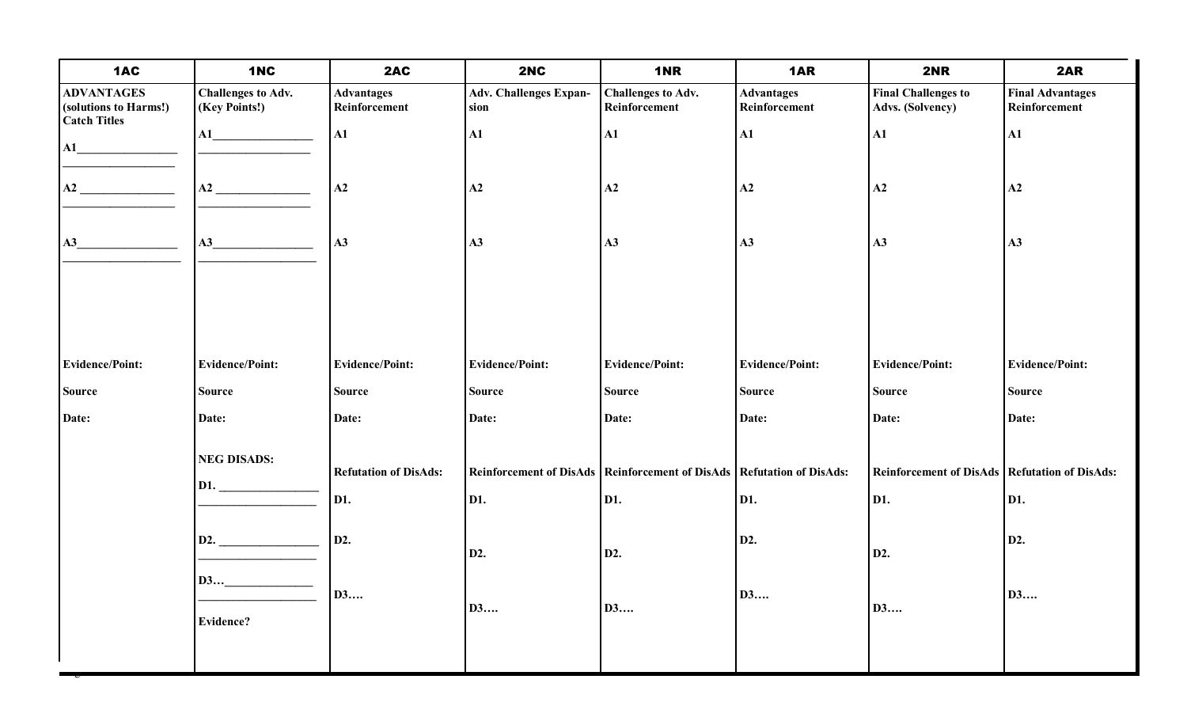| 1AC | 1NC | 2AC | 2NC | 1NR | 1AR | 2NR | 2AR |
|---|---|---|---|---|---|---|---|
| **ADVANTAGES (solutions to Harms!) Catch Titles** | **Challenges to Adv. (Key Points!)** | **Advantages Reinforcement** | **Adv. Challenges Expansion** | **Challenges to Adv. Reinforcement** | **Advantages Reinforcement** | **Final Challenges to Advs. (Solvency)** | **Final Advantages Reinforcement** |
| **A1**________________ __________________ | **A1**________________ __________________ | **A1** | **A1** | **A1** | **A1** | **A1** | **A1** |
| **A2** _______________ __________________ | **A2** _______________ __________________ | **A2** | **A2** | **A2** | **A2** | **A2** | **A2** |
| **A3**________________ ___________________ | **A3**________________ ___________________ | **A3** | **A3** | **A3** | **A3** | **A3** | **A3** |
| **Evidence/Point:** | **Evidence/Point:** | **Evidence/Point:** | **Evidence/Point:** | **Evidence/Point:** | **Evidence/Point:** | **Evidence/Point:** | **Evidence/Point:** |
| **Source** | **Source** | **Source** | **Source** | **Source** | **Source** | **Source** | **Source** |
| **Date:** | **Date:** | **Date:** | **Date:** | **Date:** | **Date:** | **Date:** | **Date:** |
| | **NEG DISADS:** | **Refutation of DisAds:** | **Reinforcement of DisAds** | **Reinforcement of DisAds** | **Refutation of DisAds:** | **Reinforcement of DisAds** | **Refutation of DisAds:** |
| | **D1.** ________________ __________________ | **D1.** | **D1.** | **D1.** | **D1.** | **D1.** | **D1.** |
| | **D2.** ________________ __________________ | **D2.** | **D2.** | **D2.** | **D2.** | **D2.** | **D2.** |
| | **D3…**______________ __________________ | **D3….** | **D3….** | **D3….** | **D3….** | **D3….** | **D3….** |
| | **Evidence?** | | | | | | |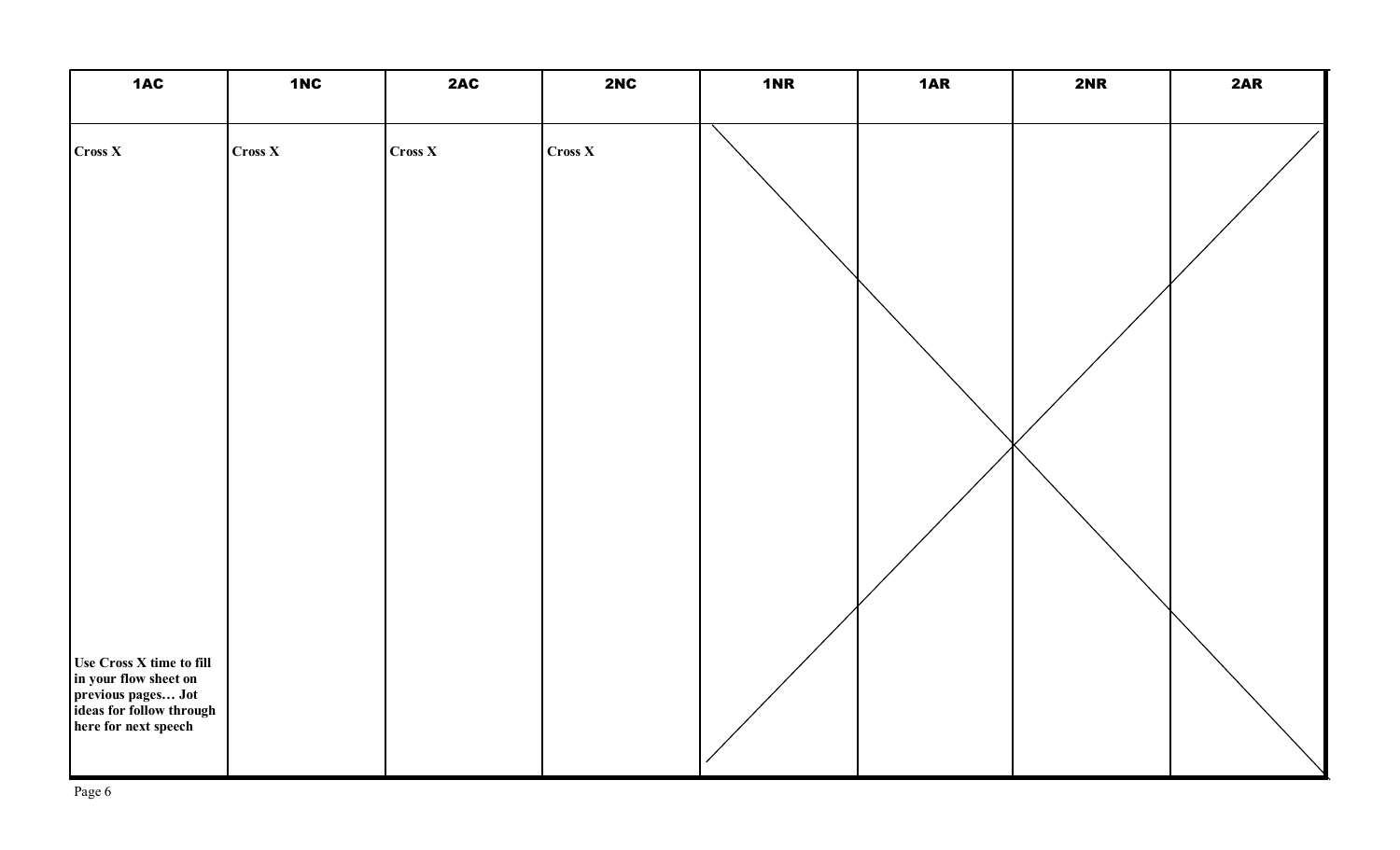| 1AC | 1NC | 2AC | 2NC | 1NR | 1AR | 2NR | 2AR |
|---|---|---|---|---|---|---|---|
| **Cross X**<br><br>**Use Cross X time to fill in your flow sheet on previous pages… Jot ideas for follow through here for next speech** | **Cross X** | **Cross X** | **Cross X** | | | | |